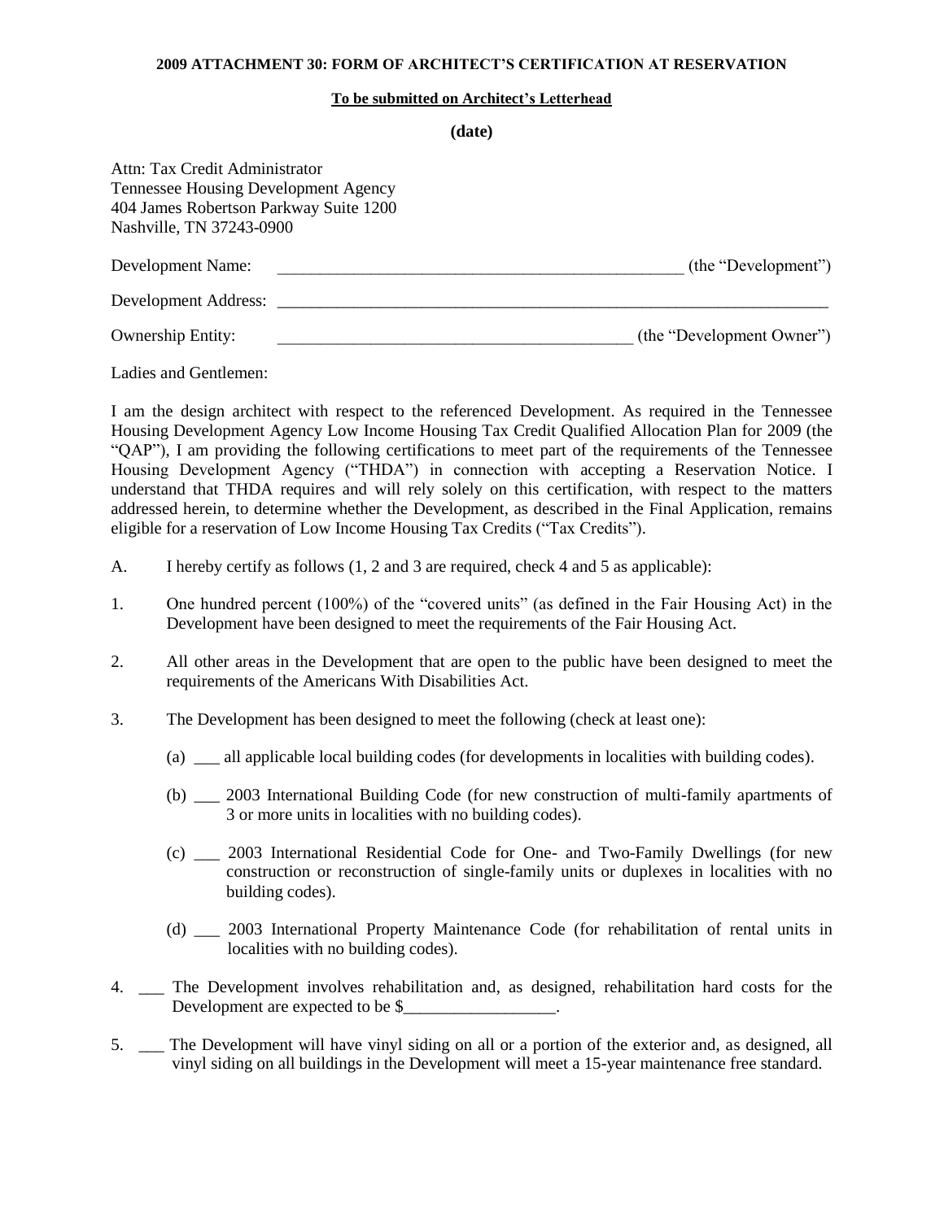**2009 ATTACHMENT 30: FORM OF ARCHITECT'S CERTIFICATION AT RESERVATION**

**To be submitted on Architect's Letterhead**

**(date)**

Attn: Tax Credit Administrator
Tennessee Housing Development Agency
404 James Robertson Parkway Suite 1200
Nashville, TN 37243-0900

Development Name: __________________________________________________ (the "Development")

Development Address: ____________________________________________________________________

Ownership Entity: ___________________________________________ (the "Development Owner")

Ladies and Gentlemen:

I am the design architect with respect to the referenced Development. As required in the Tennessee Housing Development Agency Low Income Housing Tax Credit Qualified Allocation Plan for 2009 (the "QAP"), I am providing the following certifications to meet part of the requirements of the Tennessee Housing Development Agency ("THDA") in connection with accepting a Reservation Notice. I understand that THDA requires and will rely solely on this certification, with respect to the matters addressed herein, to determine whether the Development, as described in the Final Application, remains eligible for a reservation of Low Income Housing Tax Credits ("Tax Credits").

A. I hereby certify as follows (1, 2 and 3 are required, check 4 and 5 as applicable):

1. One hundred percent (100%) of the "covered units" (as defined in the Fair Housing Act) in the Development have been designed to meet the requirements of the Fair Housing Act.

2. All other areas in the Development that are open to the public have been designed to meet the requirements of the Americans With Disabilities Act.

3. The Development has been designed to meet the following (check at least one):

   (a) ___ all applicable local building codes (for developments in localities with building codes).

   (b) ___ 2003 International Building Code (for new construction of multi-family apartments of 3 or more units in localities with no building codes).

   (c) ___ 2003 International Residential Code for One- and Two-Family Dwellings (for new construction or reconstruction of single-family units or duplexes in localities with no building codes).

   (d) ___ 2003 International Property Maintenance Code (for rehabilitation of rental units in localities with no building codes).

4. ___ The Development involves rehabilitation and, as designed, rehabilitation hard costs for the Development are expected to be $__________________.

5. ___ The Development will have vinyl siding on all or a portion of the exterior and, as designed, all vinyl siding on all buildings in the Development will meet a 15-year maintenance free standard.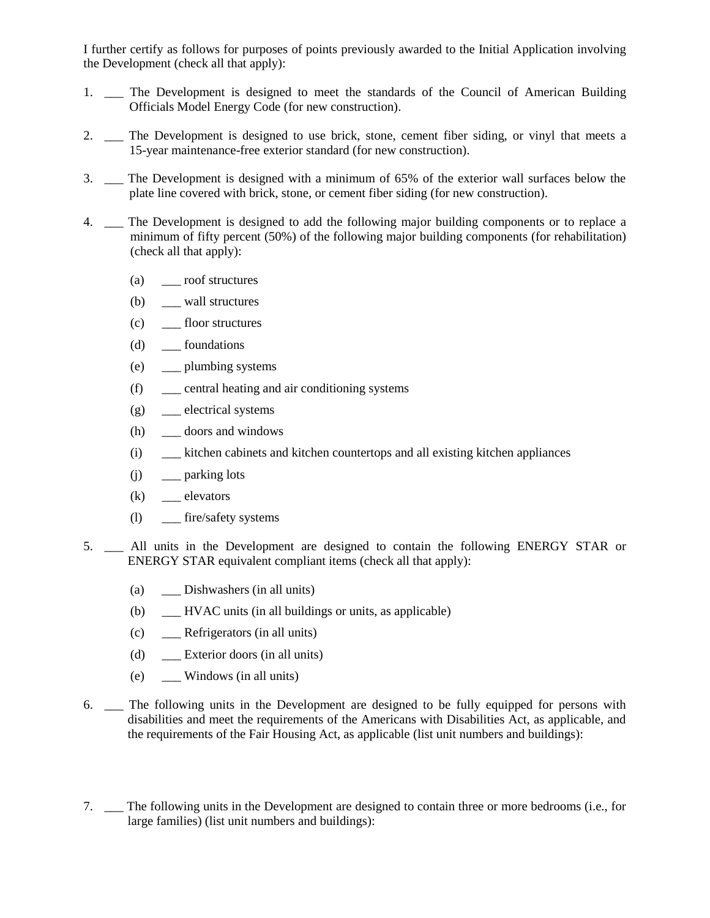I further certify as follows for purposes of points previously awarded to the Initial Application involving the Development (check all that apply):

1. ___ The Development is designed to meet the standards of the Council of American Building Officials Model Energy Code (for new construction).

2. ___ The Development is designed to use brick, stone, cement fiber siding, or vinyl that meets a 15-year maintenance-free exterior standard (for new construction).

3. ___ The Development is designed with a minimum of 65% of the exterior wall surfaces below the plate line covered with brick, stone, or cement fiber siding (for new construction).

4. ___ The Development is designed to add the following major building components or to replace a minimum of fifty percent (50%) of the following major building components (for rehabilitation) (check all that apply):

   (a) ___ roof structures

   (b) ___ wall structures

   (c) ___ floor structures

   (d) ___ foundations

   (e) ___ plumbing systems

   (f) ___ central heating and air conditioning systems

   (g) ___ electrical systems

   (h) ___ doors and windows

   (i) ___ kitchen cabinets and kitchen countertops and all existing kitchen appliances

   (j) ___ parking lots

   (k) ___ elevators

   (l) ___ fire/safety systems

5. ___ All units in the Development are designed to contain the following ENERGY STAR or ENERGY STAR equivalent compliant items (check all that apply):

   (a) ___ Dishwashers (in all units)

   (b) ___ HVAC units (in all buildings or units, as applicable)

   (c) ___ Refrigerators (in all units)

   (d) ___ Exterior doors (in all units)

   (e) ___ Windows (in all units)

6. ___ The following units in the Development are designed to be fully equipped for persons with disabilities and meet the requirements of the Americans with Disabilities Act, as applicable, and the requirements of the Fair Housing Act, as applicable (list unit numbers and buildings):

7. ___ The following units in the Development are designed to contain three or more bedrooms (i.e., for large families) (list unit numbers and buildings):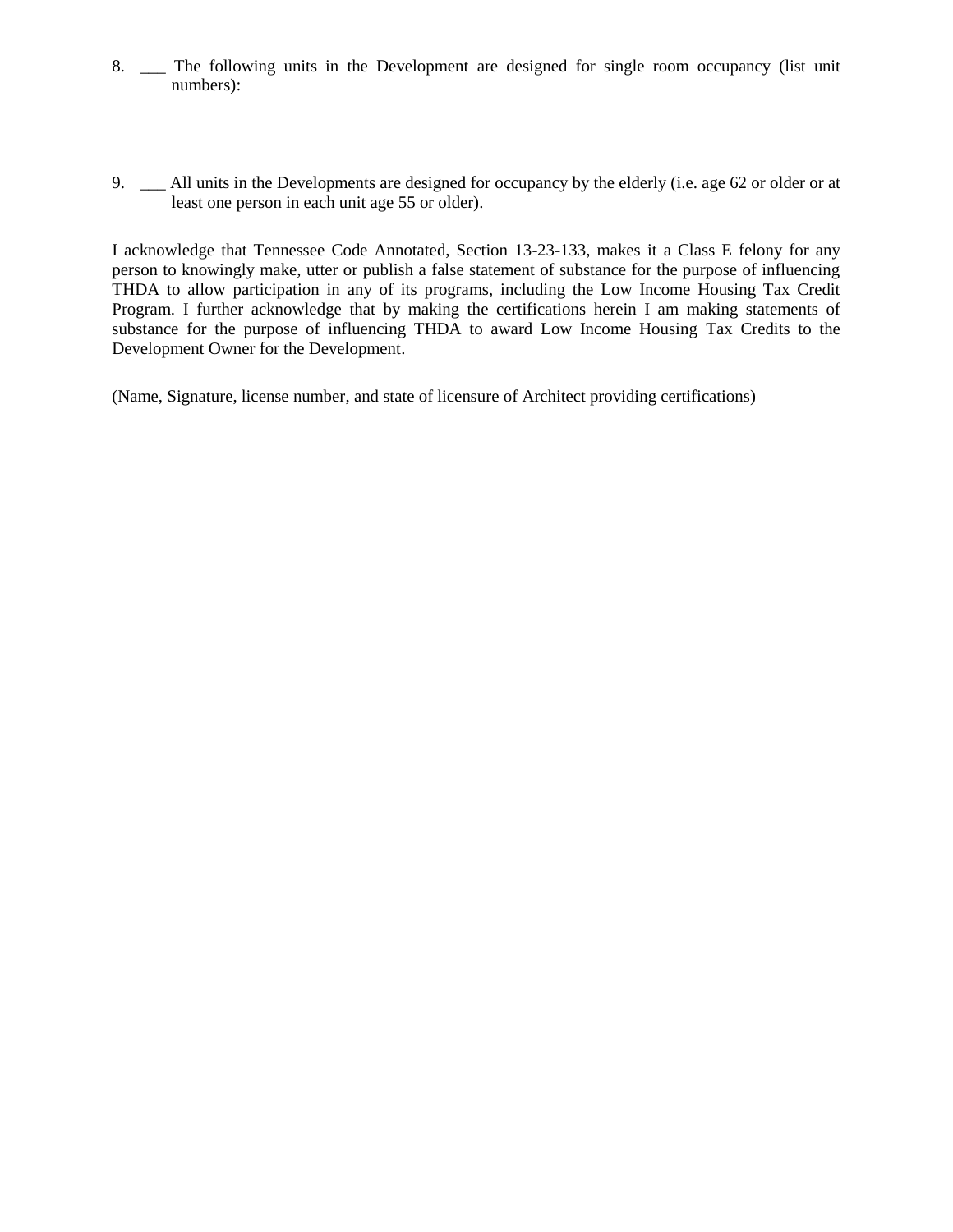8. ___ The following units in the Development are designed for single room occupancy (list unit numbers):

9. ___ All units in the Developments are designed for occupancy by the elderly (i.e. age 62 or older or at least one person in each unit age 55 or older).

I acknowledge that Tennessee Code Annotated, Section 13-23-133, makes it a Class E felony for any person to knowingly make, utter or publish a false statement of substance for the purpose of influencing THDA to allow participation in any of its programs, including the Low Income Housing Tax Credit Program. I further acknowledge that by making the certifications herein I am making statements of substance for the purpose of influencing THDA to award Low Income Housing Tax Credits to the Development Owner for the Development.

(Name, Signature, license number, and state of licensure of Architect providing certifications)